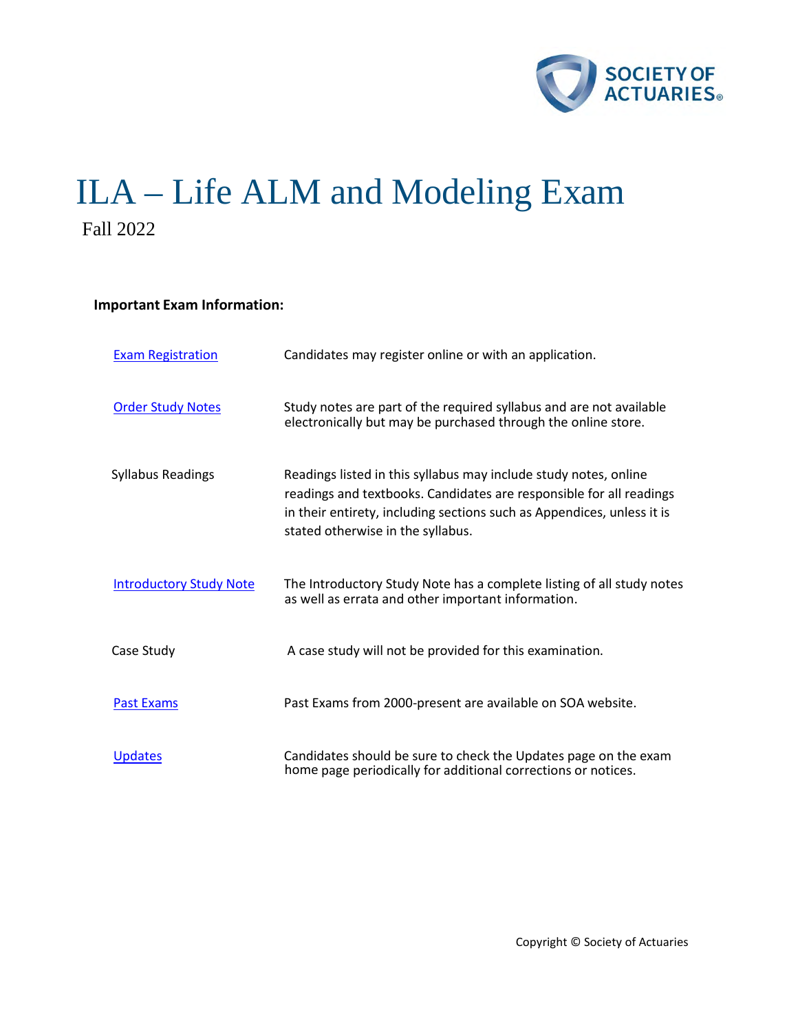# ILA – Life ALM and Modeling Exam

Fall 2022

**Important Exam Information:**

| | |
|---|---|
| Exam Registration | Candidates may register online or with an application. |
| Order Study Notes | Study notes are part of the required syllabus and are not available electronically but may be purchased through the online store. |
| Syllabus Readings | Readings listed in this syllabus may include study notes, online readings and textbooks. Candidates are responsible for all readings in their entirety, including sections such as Appendices, unless it is stated otherwise in the syllabus. |
| Introductory Study Note | The Introductory Study Note has a complete listing of all study notes as well as errata and other important information. |
| Case Study | A case study will not be provided for this examination. |
| Past Exams | Past Exams from 2000-present are available on SOA website. |
| Updates | Candidates should be sure to check the Updates page on the exam home page periodically for additional corrections or notices. |

Copyright © Society of Actuaries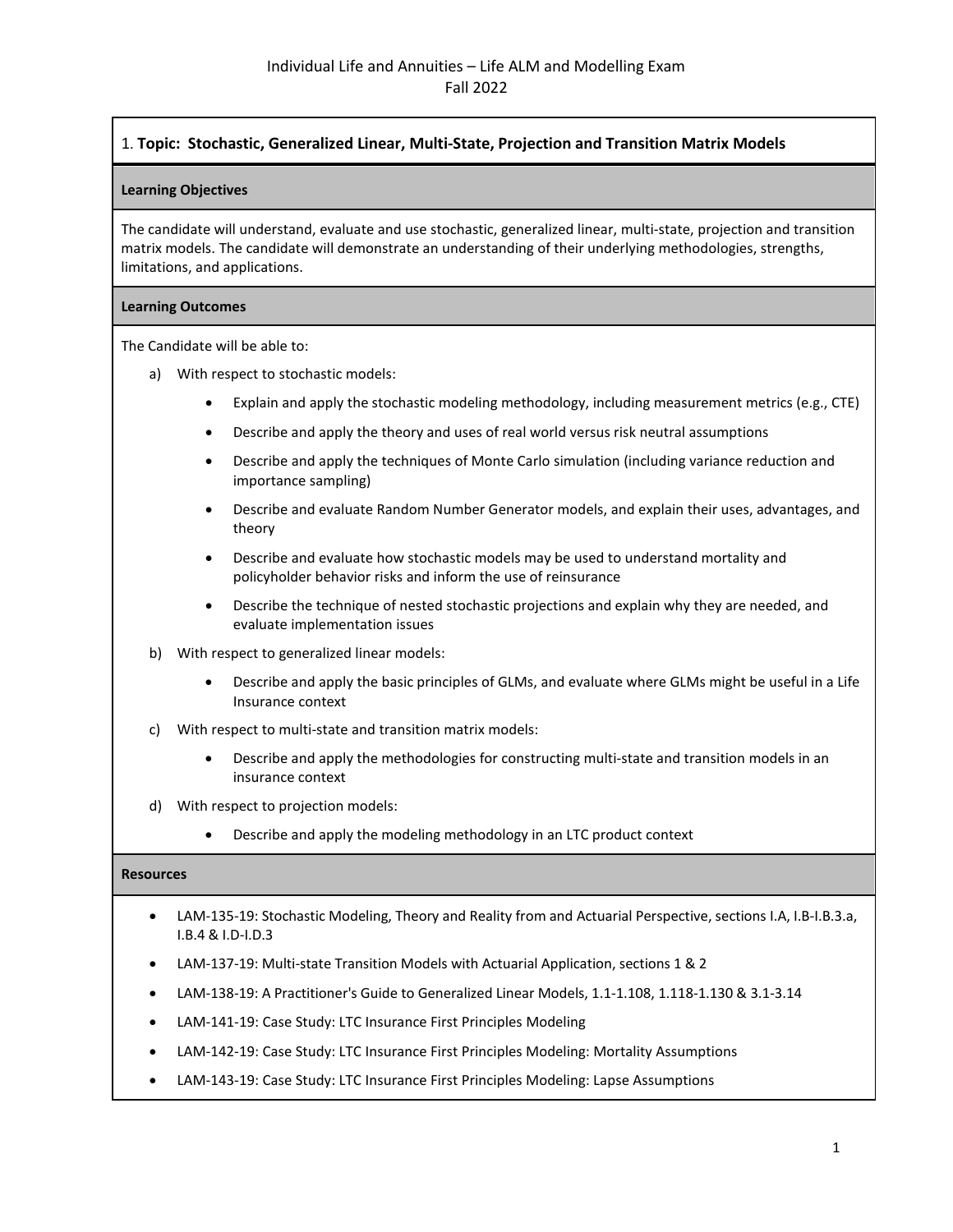Individual Life and Annuities – Life ALM and Modelling Exam
Fall 2022

## 1. **Topic: Stochastic, Generalized Linear, Multi-State, Projection and Transition Matrix Models**

### Learning Objectives

The candidate will understand, evaluate and use stochastic, generalized linear, multi-state, projection and transition matrix models. The candidate will demonstrate an understanding of their underlying methodologies, strengths, limitations, and applications.

### Learning Outcomes

The Candidate will be able to:

a) With respect to stochastic models:
   - Explain and apply the stochastic modeling methodology, including measurement metrics (e.g., CTE)
   - Describe and apply the theory and uses of real world versus risk neutral assumptions
   - Describe and apply the techniques of Monte Carlo simulation (including variance reduction and importance sampling)
   - Describe and evaluate Random Number Generator models, and explain their uses, advantages, and theory
   - Describe and evaluate how stochastic models may be used to understand mortality and policyholder behavior risks and inform the use of reinsurance
   - Describe the technique of nested stochastic projections and explain why they are needed, and evaluate implementation issues

b) With respect to generalized linear models:
   - Describe and apply the basic principles of GLMs, and evaluate where GLMs might be useful in a Life Insurance context

c) With respect to multi-state and transition matrix models:
   - Describe and apply the methodologies for constructing multi-state and transition models in an insurance context

d) With respect to projection models:
   - Describe and apply the modeling methodology in an LTC product context

### Resources

- LAM-135-19: Stochastic Modeling, Theory and Reality from and Actuarial Perspective, sections I.A, I.B-I.B.3.a, I.B.4 & I.D-I.D.3
- LAM-137-19: Multi-state Transition Models with Actuarial Application, sections 1 & 2
- LAM-138-19: A Practitioner's Guide to Generalized Linear Models, 1.1-1.108, 1.118-1.130 & 3.1-3.14
- LAM-141-19: Case Study: LTC Insurance First Principles Modeling
- LAM-142-19: Case Study: LTC Insurance First Principles Modeling: Mortality Assumptions
- LAM-143-19: Case Study: LTC Insurance First Principles Modeling: Lapse Assumptions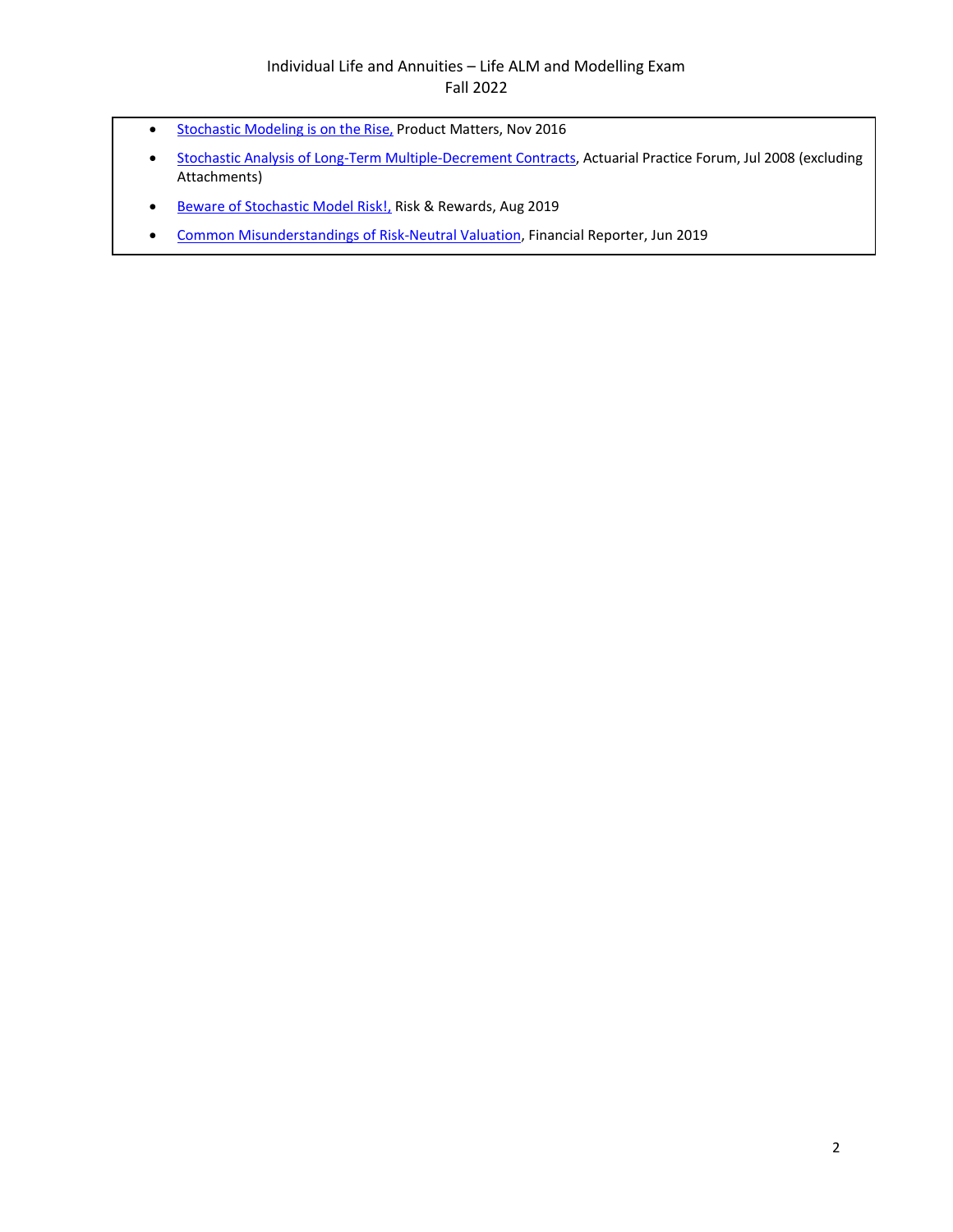- Stochastic Modeling is on the Rise, Product Matters, Nov 2016
- Stochastic Analysis of Long-Term Multiple-Decrement Contracts, Actuarial Practice Forum, Jul 2008 (excluding Attachments)
- Beware of Stochastic Model Risk!, Risk & Rewards, Aug 2019
- Common Misunderstandings of Risk-Neutral Valuation, Financial Reporter, Jun 2019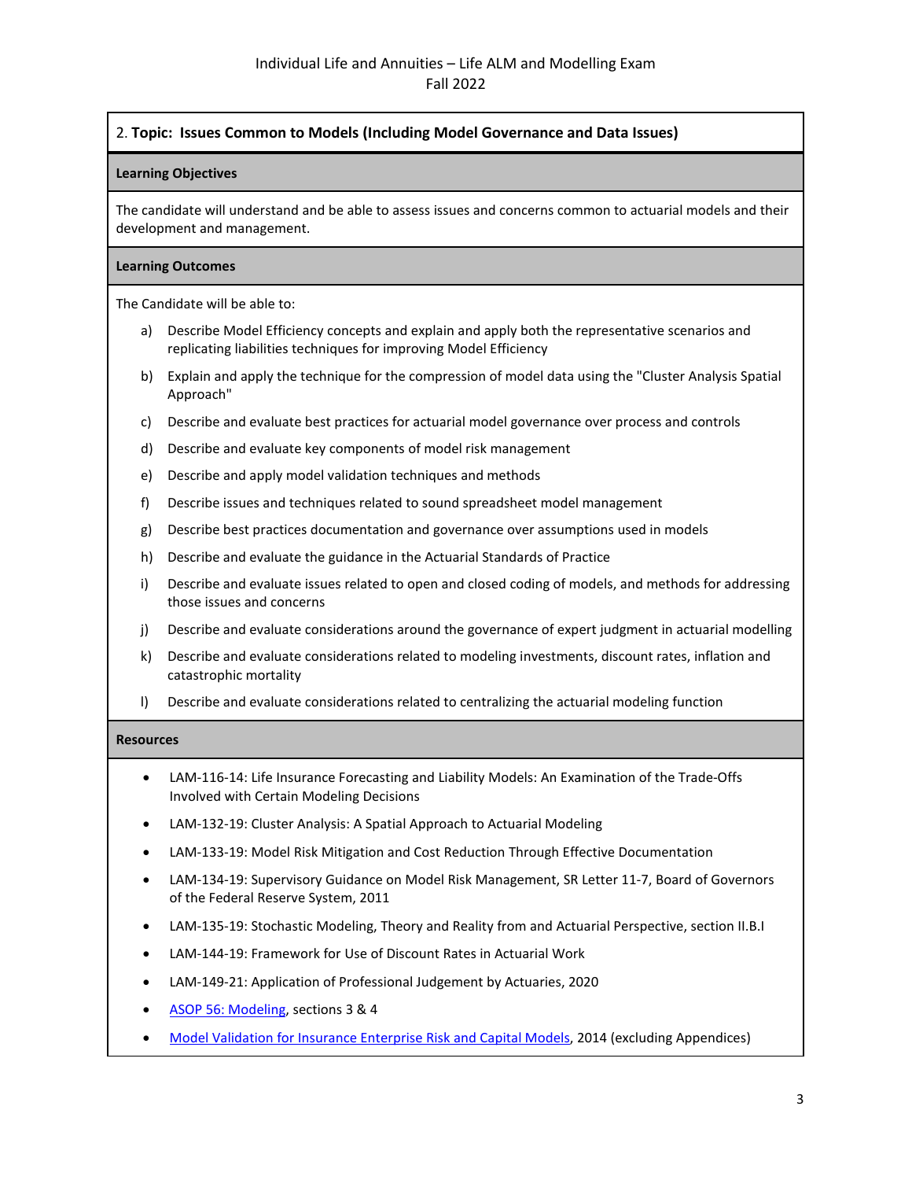## 2. **Topic: Issues Common to Models (Including Model Governance and Data Issues)**

### Learning Objectives

The candidate will understand and be able to assess issues and concerns common to actuarial models and their development and management.

### Learning Outcomes

The Candidate will be able to:

a) Describe Model Efficiency concepts and explain and apply both the representative scenarios and replicating liabilities techniques for improving Model Efficiency

b) Explain and apply the technique for the compression of model data using the "Cluster Analysis Spatial Approach"

c) Describe and evaluate best practices for actuarial model governance over process and controls

d) Describe and evaluate key components of model risk management

e) Describe and apply model validation techniques and methods

f) Describe issues and techniques related to sound spreadsheet model management

g) Describe best practices documentation and governance over assumptions used in models

h) Describe and evaluate the guidance in the Actuarial Standards of Practice

i) Describe and evaluate issues related to open and closed coding of models, and methods for addressing those issues and concerns

j) Describe and evaluate considerations around the governance of expert judgment in actuarial modelling

k) Describe and evaluate considerations related to modeling investments, discount rates, inflation and catastrophic mortality

l) Describe and evaluate considerations related to centralizing the actuarial modeling function

### Resources

- LAM-116-14: Life Insurance Forecasting and Liability Models: An Examination of the Trade-Offs Involved with Certain Modeling Decisions
- LAM-132-19: Cluster Analysis: A Spatial Approach to Actuarial Modeling
- LAM-133-19: Model Risk Mitigation and Cost Reduction Through Effective Documentation
- LAM-134-19: Supervisory Guidance on Model Risk Management, SR Letter 11-7, Board of Governors of the Federal Reserve System, 2011
- LAM-135-19: Stochastic Modeling, Theory and Reality from and Actuarial Perspective, section II.B.I
- LAM-144-19: Framework for Use of Discount Rates in Actuarial Work
- LAM-149-21: Application of Professional Judgement by Actuaries, 2020
- ASOP 56: Modeling, sections 3 & 4
- Model Validation for Insurance Enterprise Risk and Capital Models, 2014 (excluding Appendices)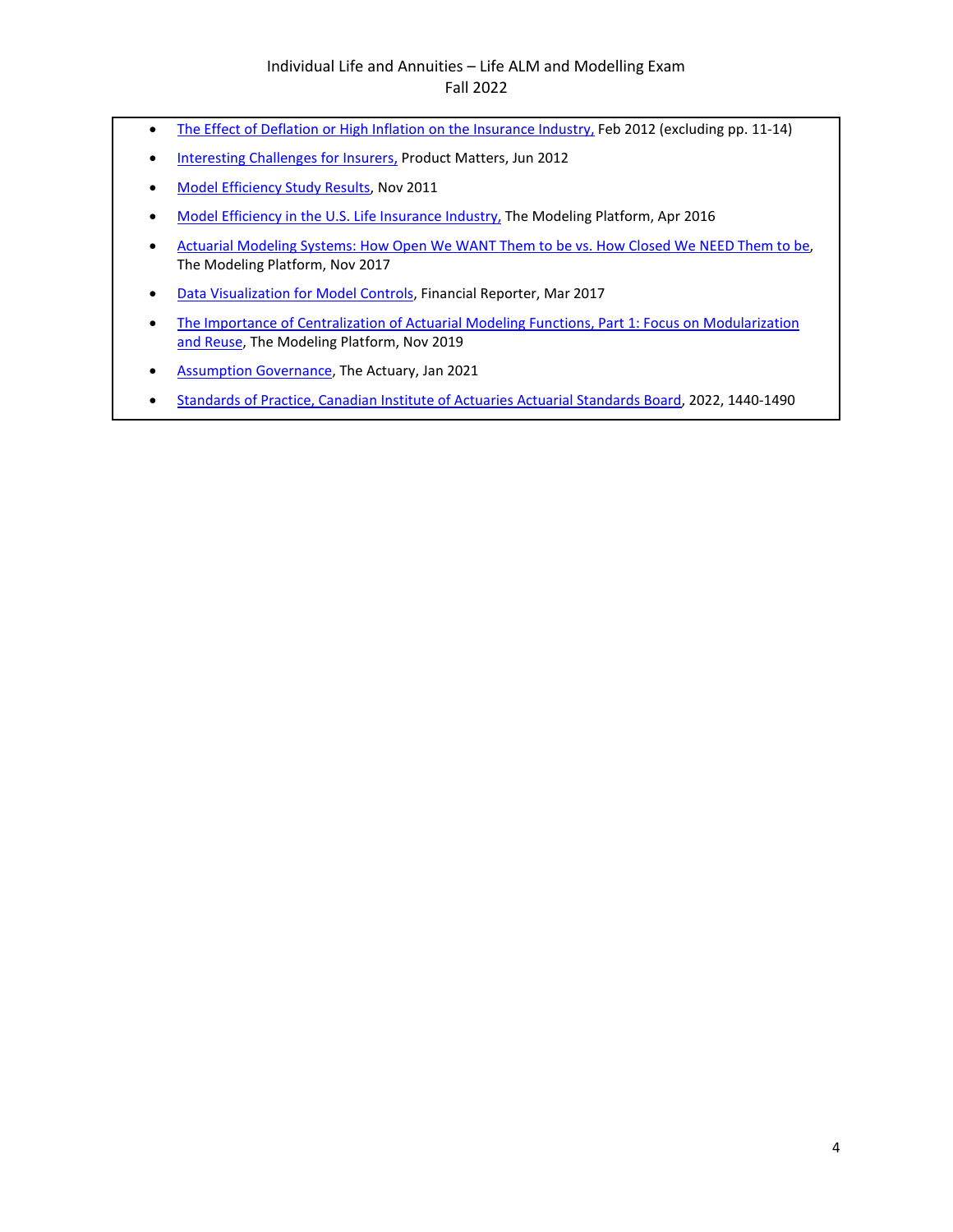- The Effect of Deflation or High Inflation on the Insurance Industry, Feb 2012 (excluding pp. 11-14)
- Interesting Challenges for Insurers, Product Matters, Jun 2012
- Model Efficiency Study Results, Nov 2011
- Model Efficiency in the U.S. Life Insurance Industry, The Modeling Platform, Apr 2016
- Actuarial Modeling Systems: How Open We WANT Them to be vs. How Closed We NEED Them to be, The Modeling Platform, Nov 2017
- Data Visualization for Model Controls, Financial Reporter, Mar 2017
- The Importance of Centralization of Actuarial Modeling Functions, Part 1: Focus on Modularization and Reuse, The Modeling Platform, Nov 2019
- Assumption Governance, The Actuary, Jan 2021
- Standards of Practice, Canadian Institute of Actuaries Actuarial Standards Board, 2022, 1440-1490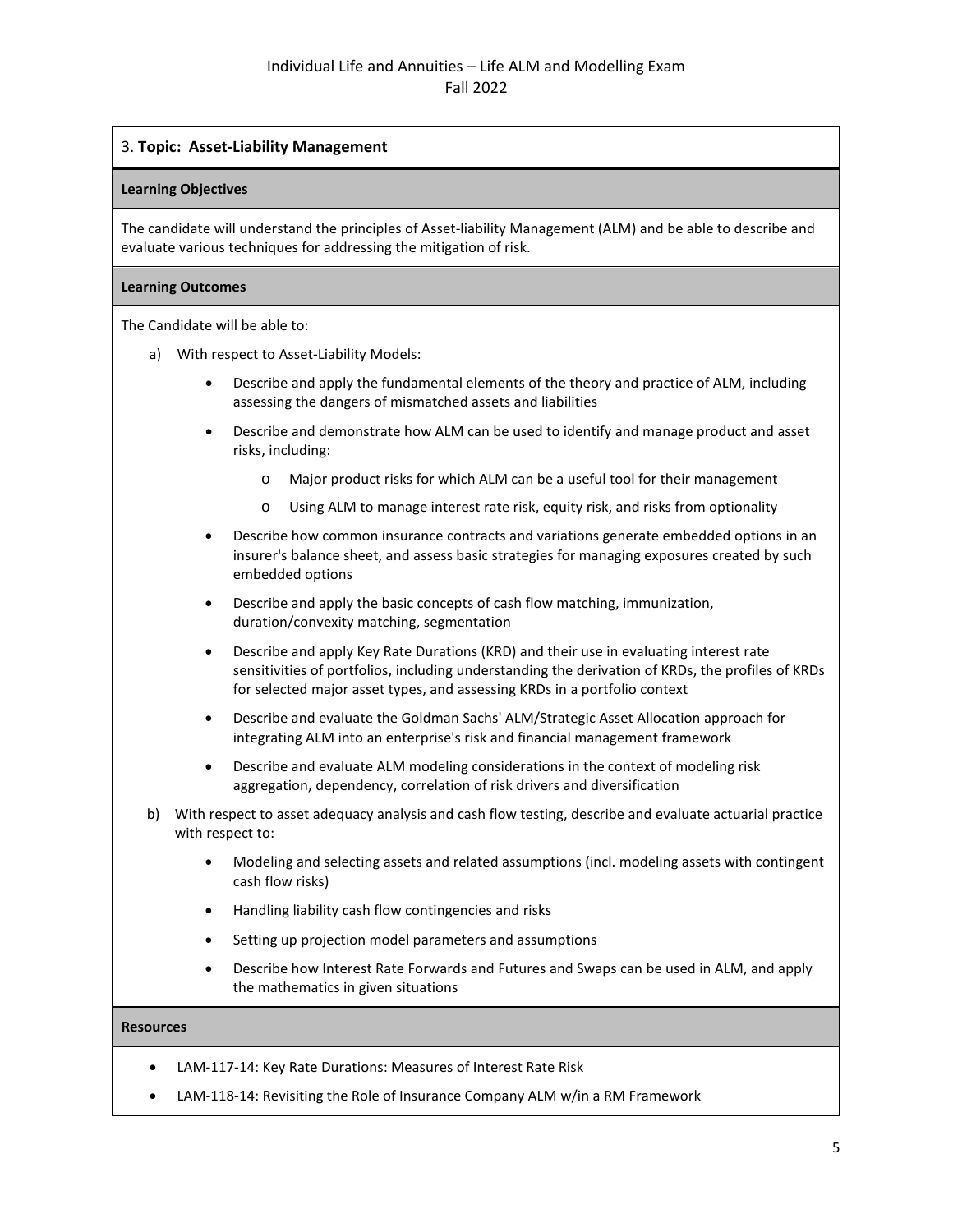## 3. Topic: Asset-Liability Management

### Learning Objectives

The candidate will understand the principles of Asset-liability Management (ALM) and be able to describe and evaluate various techniques for addressing the mitigation of risk.

### Learning Outcomes

The Candidate will be able to:

a) With respect to Asset-Liability Models:

- Describe and apply the fundamental elements of the theory and practice of ALM, including assessing the dangers of mismatched assets and liabilities
- Describe and demonstrate how ALM can be used to identify and manage product and asset risks, including:
  - Major product risks for which ALM can be a useful tool for their management
  - Using ALM to manage interest rate risk, equity risk, and risks from optionality
- Describe how common insurance contracts and variations generate embedded options in an insurer's balance sheet, and assess basic strategies for managing exposures created by such embedded options
- Describe and apply the basic concepts of cash flow matching, immunization, duration/convexity matching, segmentation
- Describe and apply Key Rate Durations (KRD) and their use in evaluating interest rate sensitivities of portfolios, including understanding the derivation of KRDs, the profiles of KRDs for selected major asset types, and assessing KRDs in a portfolio context
- Describe and evaluate the Goldman Sachs' ALM/Strategic Asset Allocation approach for integrating ALM into an enterprise's risk and financial management framework
- Describe and evaluate ALM modeling considerations in the context of modeling risk aggregation, dependency, correlation of risk drivers and diversification

b) With respect to asset adequacy analysis and cash flow testing, describe and evaluate actuarial practice with respect to:

- Modeling and selecting assets and related assumptions (incl. modeling assets with contingent cash flow risks)
- Handling liability cash flow contingencies and risks
- Setting up projection model parameters and assumptions
- Describe how Interest Rate Forwards and Futures and Swaps can be used in ALM, and apply the mathematics in given situations

### Resources

- LAM-117-14: Key Rate Durations: Measures of Interest Rate Risk
- LAM-118-14: Revisiting the Role of Insurance Company ALM w/in a RM Framework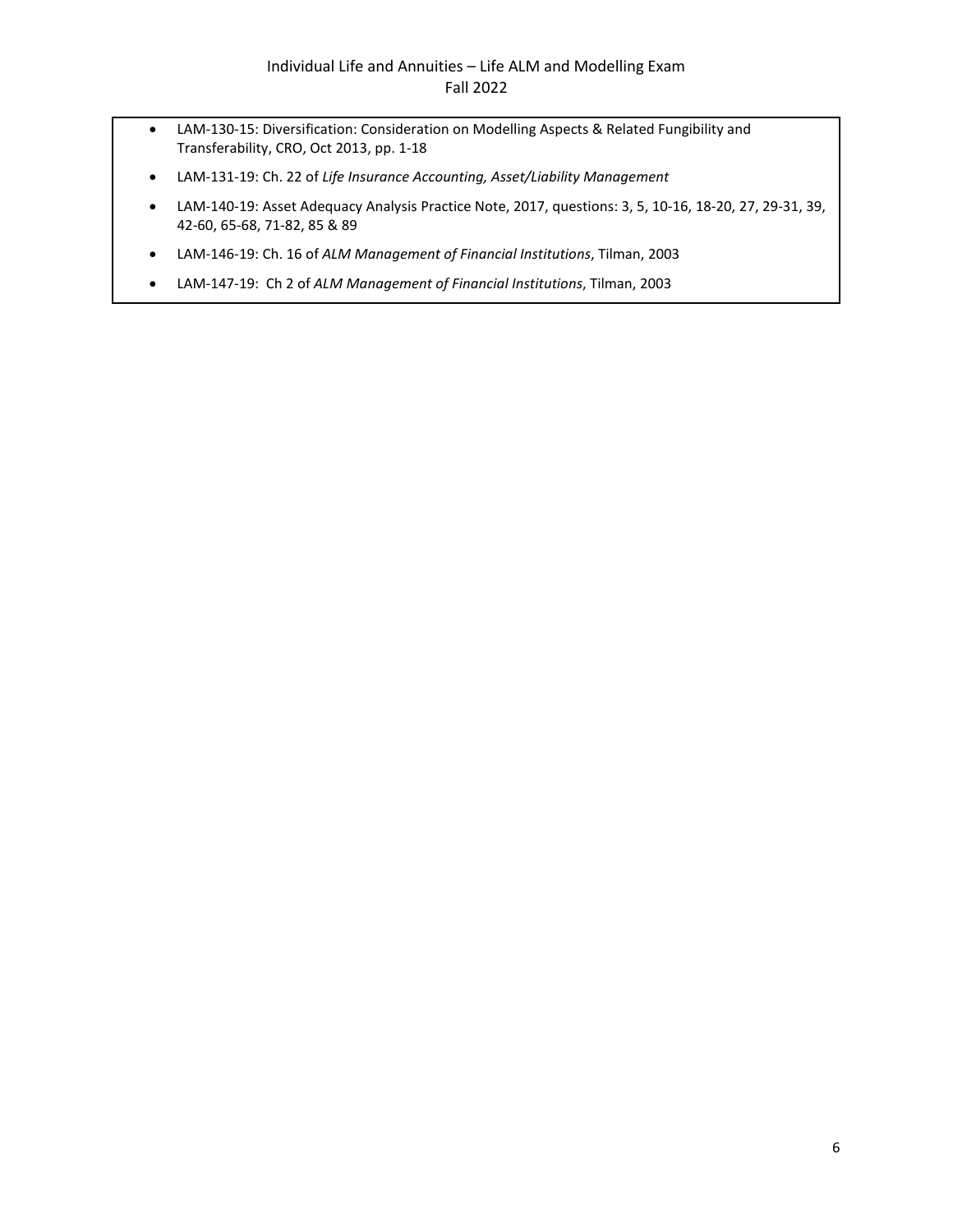- LAM-130-15: Diversification: Consideration on Modelling Aspects & Related Fungibility and Transferability, CRO, Oct 2013, pp. 1-18
- LAM-131-19: Ch. 22 of *Life Insurance Accounting, Asset/Liability Management*
- LAM-140-19: Asset Adequacy Analysis Practice Note, 2017, questions: 3, 5, 10-16, 18-20, 27, 29-31, 39, 42-60, 65-68, 71-82, 85 & 89
- LAM-146-19: Ch. 16 of *ALM Management of Financial Institutions*, Tilman, 2003
- LAM-147-19: Ch 2 of *ALM Management of Financial Institutions*, Tilman, 2003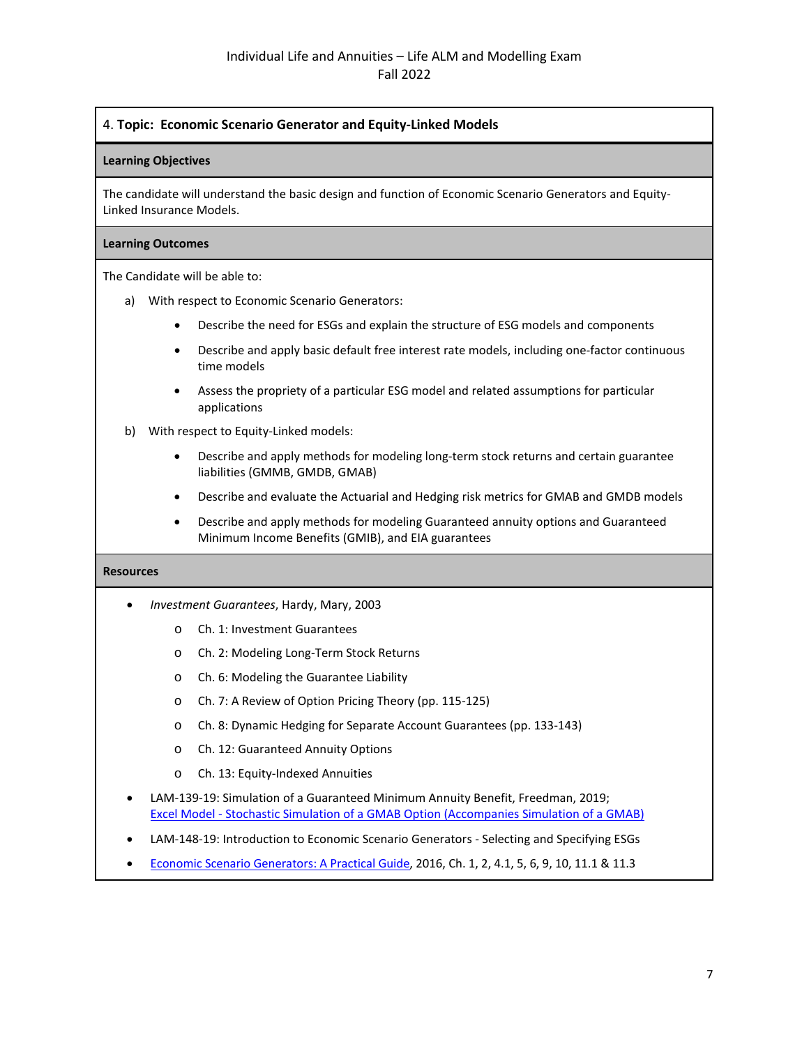Individual Life and Annuities – Life ALM and Modelling Exam
Fall 2022

## 4. **Topic: Economic Scenario Generator and Equity-Linked Models**

### Learning Objectives

The candidate will understand the basic design and function of Economic Scenario Generators and Equity-Linked Insurance Models.

### Learning Outcomes

The Candidate will be able to:

a) With respect to Economic Scenario Generators:

- Describe the need for ESGs and explain the structure of ESG models and components
- Describe and apply basic default free interest rate models, including one-factor continuous time models
- Assess the propriety of a particular ESG model and related assumptions for particular applications

b) With respect to Equity-Linked models:

- Describe and apply methods for modeling long-term stock returns and certain guarantee liabilities (GMMB, GMDB, GMAB)
- Describe and evaluate the Actuarial and Hedging risk metrics for GMAB and GMDB models
- Describe and apply methods for modeling Guaranteed annuity options and Guaranteed Minimum Income Benefits (GMIB), and EIA guarantees

### Resources

- *Investment Guarantees*, Hardy, Mary, 2003
  - Ch. 1: Investment Guarantees
  - Ch. 2: Modeling Long-Term Stock Returns
  - Ch. 6: Modeling the Guarantee Liability
  - Ch. 7: A Review of Option Pricing Theory (pp. 115-125)
  - Ch. 8: Dynamic Hedging for Separate Account Guarantees (pp. 133-143)
  - Ch. 12: Guaranteed Annuity Options
  - Ch. 13: Equity-Indexed Annuities
- LAM-139-19: Simulation of a Guaranteed Minimum Annuity Benefit, Freedman, 2019; Excel Model - Stochastic Simulation of a GMAB Option (Accompanies Simulation of a GMAB)
- LAM-148-19: Introduction to Economic Scenario Generators - Selecting and Specifying ESGs
- Economic Scenario Generators: A Practical Guide, 2016, Ch. 1, 2, 4.1, 5, 6, 9, 10, 11.1 & 11.3